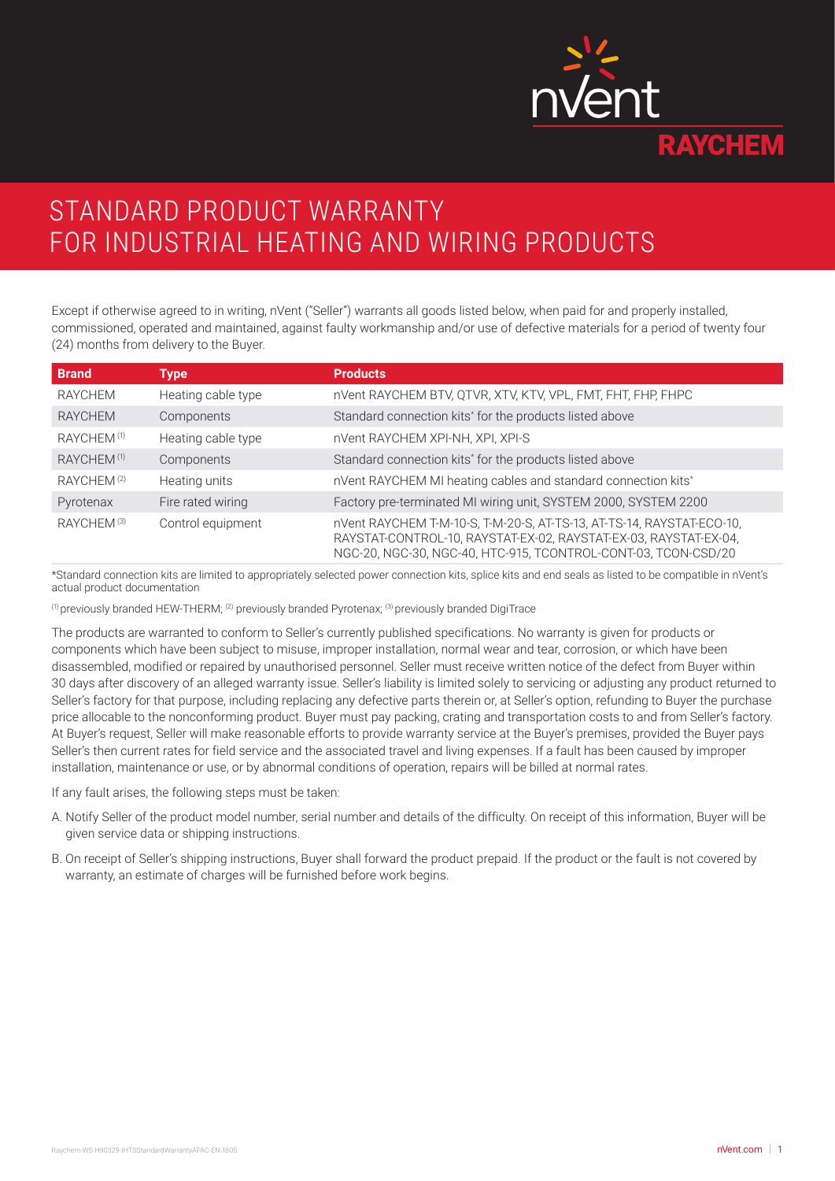# STANDARD PRODUCT WARRANTY FOR INDUSTRIAL HEATING AND WIRING PRODUCTS

Except if otherwise agreed to in writing, nVent ("Seller") warrants all goods listed below, when paid for and properly installed, commissioned, operated and maintained, against faulty workmanship and/or use of defective materials for a period of twenty four (24) months from delivery to the Buyer.

| Brand | Type | Products |
|---|---|---|
| RAYCHEM | Heating cable type | nVent RAYCHEM BTV, QTVR, XTV, KTV, VPL, FMT, FHT, FHP, FHPC |
| RAYCHEM | Components | Standard connection kits* for the products listed above |
| RAYCHEM [(1)] | Heating cable type | nVent RAYCHEM XPI-NH, XPI, XPI-S |
| RAYCHEM [(1)] | Components | Standard connection kits* for the products listed above |
| RAYCHEM [(2)] | Heating units | nVent RAYCHEM MI heating cables and standard connection kits* |
| Pyrotenax | Fire rated wiring | Factory pre-terminated MI wiring unit, SYSTEM 2000, SYSTEM 2200 |
| RAYCHEM [(3)] | Control equipment | nVent RAYCHEM T-M-10-S, T-M-20-S, AT-TS-13, AT-TS-14, RAYSTAT-ECO-10, RAYSTAT-CONTROL-10, RAYSTAT-EX-02, RAYSTAT-EX-03, RAYSTAT-EX-04, NGC-20, NGC-30, NGC-40, HTC-915, TCONTROL-CONT-03, TCON-CSD/20 |

*Standard connection kits are limited to appropriately selected power connection kits, splice kits and end seals as listed to be compatible in nVent's actual product documentation

[(1)] previously branded HEW-THERM; [(2)] previously branded Pyrotenax; [(3)] previously branded DigiTrace

The products are warranted to conform to Seller's currently published specifications. No warranty is given for products or components which have been subject to misuse, improper installation, normal wear and tear, corrosion, or which have been disassembled, modified or repaired by unauthorised personnel. Seller must receive written notice of the defect from Buyer within 30 days after discovery of an alleged warranty issue. Seller's liability is limited solely to servicing or adjusting any product returned to Seller's factory for that purpose, including replacing any defective parts therein or, at Seller's option, refunding to Buyer the purchase price allocable to the nonconforming product. Buyer must pay packing, crating and transportation costs to and from Seller's factory. At Buyer's request, Seller will make reasonable efforts to provide warranty service at the Buyer's premises, provided the Buyer pays Seller's then current rates for field service and the associated travel and living expenses. If a fault has been caused by improper installation, maintenance or use, or by abnormal conditions of operation, repairs will be billed at normal rates.

If any fault arises, the following steps must be taken:

A. Notify Seller of the product model number, serial number and details of the difficulty. On receipt of this information, Buyer will be given service data or shipping instructions.

B. On receipt of Seller's shipping instructions, Buyer shall forward the product prepaid. If the product or the fault is not covered by warranty, an estimate of charges will be furnished before work begins.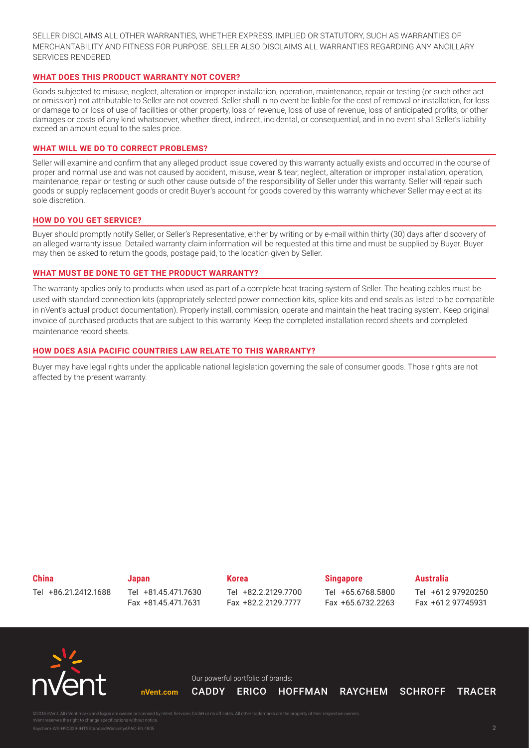SELLER DISCLAIMS ALL OTHER WARRANTIES, WHETHER EXPRESS, IMPLIED OR STATUTORY, SUCH AS WARRANTIES OF MERCHANTABILITY AND FITNESS FOR PURPOSE. SELLER ALSO DISCLAIMS ALL WARRANTIES REGARDING ANY ANCILLARY SERVICES RENDERED.

## WHAT DOES THIS PRODUCT WARRANTY NOT COVER?

Goods subjected to misuse, neglect, alteration or improper installation, operation, maintenance, repair or testing (or such other act or omission) not attributable to Seller are not covered. Seller shall in no event be liable for the cost of removal or installation, for loss or damage to or loss of use of facilities or other property, loss of revenue, loss of use of revenue, loss of anticipated profits, or other damages or costs of any kind whatsoever, whether direct, indirect, incidental, or consequential, and in no event shall Seller's liability exceed an amount equal to the sales price.

## WHAT WILL WE DO TO CORRECT PROBLEMS?

Seller will examine and confirm that any alleged product issue covered by this warranty actually exists and occurred in the course of proper and normal use and was not caused by accident, misuse, wear & tear, neglect, alteration or improper installation, operation, maintenance, repair or testing or such other cause outside of the responsibility of Seller under this warranty. Seller will repair such goods or supply replacement goods or credit Buyer's account for goods covered by this warranty whichever Seller may elect at its sole discretion.

## HOW DO YOU GET SERVICE?

Buyer should promptly notify Seller, or Seller's Representative, either by writing or by e-mail within thirty (30) days after discovery of an alleged warranty issue. Detailed warranty claim information will be requested at this time and must be supplied by Buyer. Buyer may then be asked to return the goods, postage paid, to the location given by Seller.

## WHAT MUST BE DONE TO GET THE PRODUCT WARRANTY?

The warranty applies only to products when used as part of a complete heat tracing system of Seller. The heating cables must be used with standard connection kits (appropriately selected power connection kits, splice kits and end seals as listed to be compatible in nVent's actual product documentation). Properly install, commission, operate and maintain the heat tracing system. Keep original invoice of purchased products that are subject to this warranty. Keep the completed installation record sheets and completed maintenance record sheets.

## HOW DOES ASIA PACIFIC COUNTRIES LAW RELATE TO THIS WARRANTY?

Buyer may have legal rights under the applicable national legislation governing the sale of consumer goods. Those rights are not affected by the present warranty.

| China | Japan | Korea | Singapore | Australia |
|---|---|---|---|---|
| Tel +86.21.2412.1688 | Tel +81.45.471.7630 | Tel +82.2.2129.7700 | Tel +65.6768.5800 | Tel +61 2 97920250 |
| | Fax +81.45.471.7631 | Fax +82.2.2129.7777 | Fax +65.6732.2263 | Fax +61 2 97745931 |

nVent

Our powerful portfolio of brands:

nVent.com CADDY ERICO HOFFMAN RAYCHEM SCHROFF TRACER

©2018 nVent. All nVent marks and logos are owned or licensed by nVent Services GmbH or its affiliates. All other trademarks are the property of their respective owners. nVent reserves the right to change specifications without notice.

Raychem-WS-H90329-IHTSStandardWarrantyAPAC-EN-1805